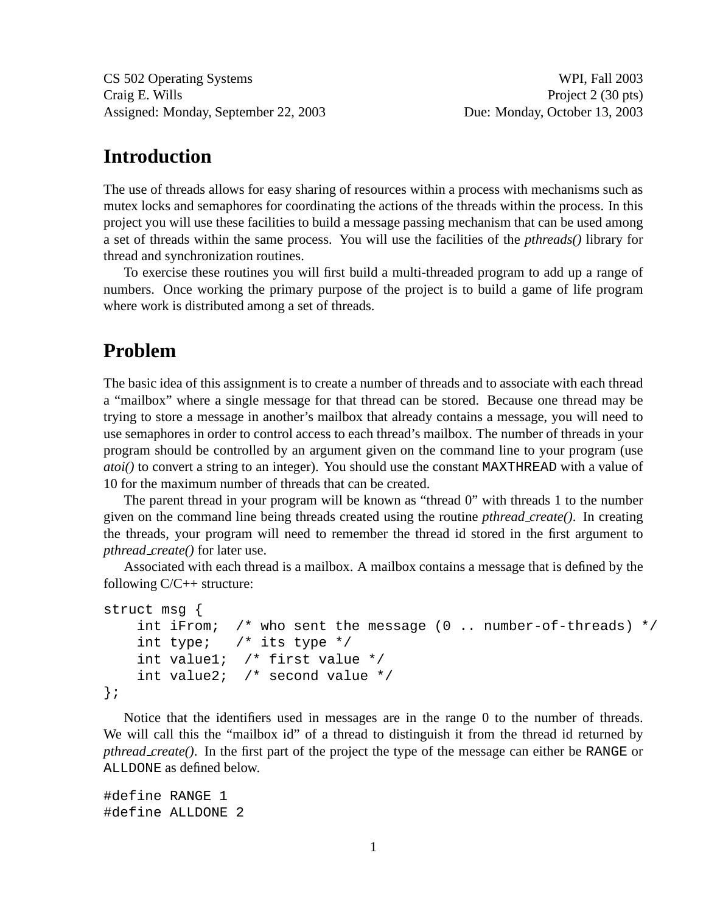CS 502 Operating Systems
Craig E. Wills
Assigned: Monday, September 22, 2003

WPI, Fall 2003
Project 2 (30 pts)
Due: Monday, October 13, 2003

## Introduction

The use of threads allows for easy sharing of resources within a process with mechanisms such as mutex locks and semaphores for coordinating the actions of the threads within the process. In this project you will use these facilities to build a message passing mechanism that can be used among a set of threads within the same process. You will use the facilities of the *pthreads()* library for thread and synchronization routines.

To exercise these routines you will first build a multi-threaded program to add up a range of numbers. Once working the primary purpose of the project is to build a game of life program where work is distributed among a set of threads.

## Problem

The basic idea of this assignment is to create a number of threads and to associate with each thread a "mailbox" where a single message for that thread can be stored. Because one thread may be trying to store a message in another's mailbox that already contains a message, you will need to use semaphores in order to control access to each thread's mailbox. The number of threads in your program should be controlled by an argument given on the command line to your program (use *atoi()* to convert a string to an integer). You should use the constant `MAXTHREAD` with a value of 10 for the maximum number of threads that can be created.

The parent thread in your program will be known as "thread 0" with threads 1 to the number given on the command line being threads created using the routine *pthread_create()*. In creating the threads, your program will need to remember the thread id stored in the first argument to *pthread_create()* for later use.

Associated with each thread is a mailbox. A mailbox contains a message that is defined by the following C/C++ structure:

```
struct msg {
    int iFrom;  /* who sent the message (0 .. number-of-threads) */
    int type;   /* its type */
    int value1;  /* first value */
    int value2;  /* second value */
};
```

Notice that the identifiers used in messages are in the range 0 to the number of threads. We will call this the "mailbox id" of a thread to distinguish it from the thread id returned by *pthread_create()*. In the first part of the project the type of the message can either be `RANGE` or `ALLDONE` as defined below.

```
#define RANGE 1
#define ALLDONE 2
```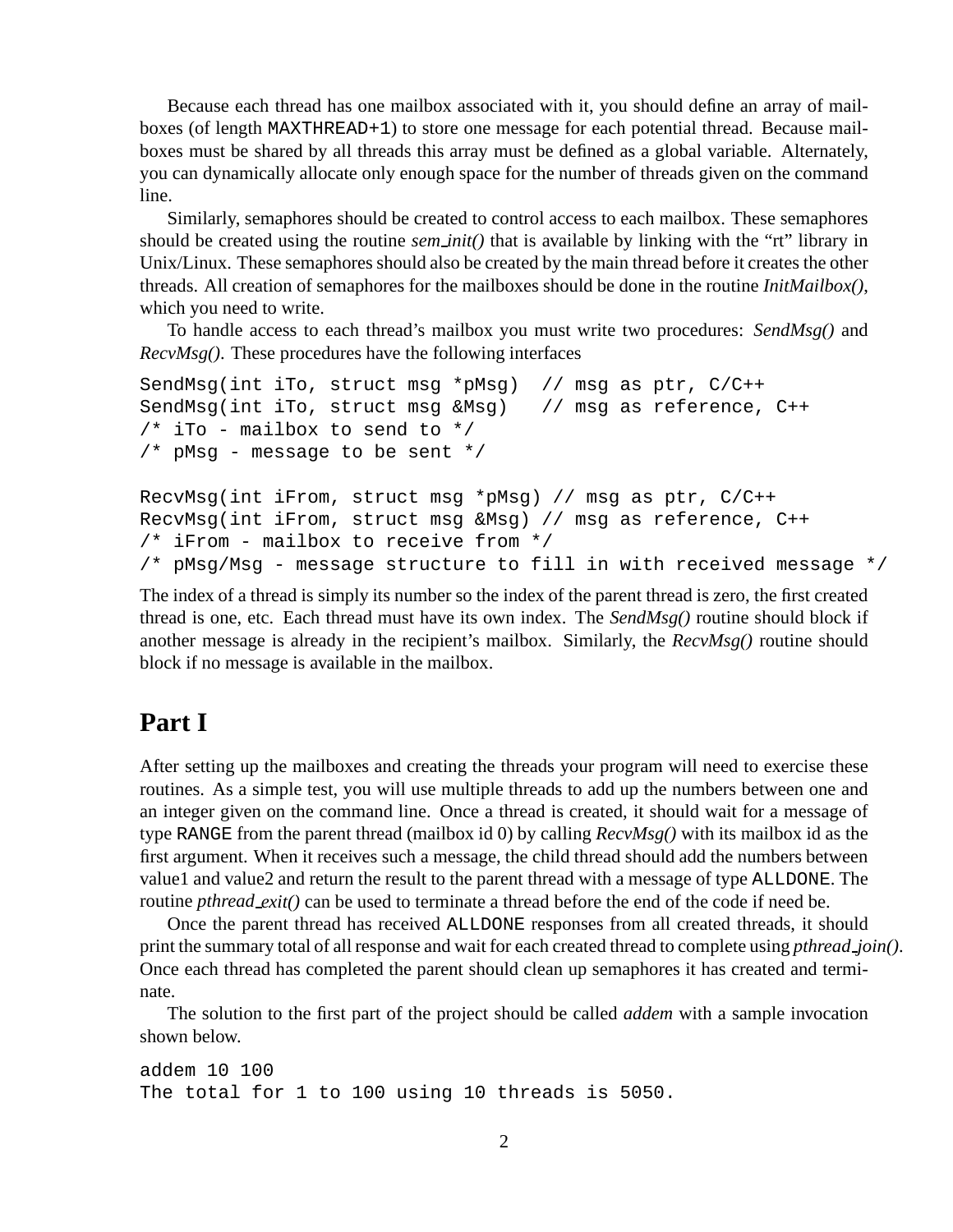Because each thread has one mailbox associated with it, you should define an array of mailboxes (of length `MAXTHREAD+1`) to store one message for each potential thread. Because mailboxes must be shared by all threads this array must be defined as a global variable. Alternately, you can dynamically allocate only enough space for the number of threads given on the command line.

Similarly, semaphores should be created to control access to each mailbox. These semaphores should be created using the routine *sem_init()* that is available by linking with the "rt" library in Unix/Linux. These semaphores should also be created by the main thread before it creates the other threads. All creation of semaphores for the mailboxes should be done in the routine *InitMailbox()*, which you need to write.

To handle access to each thread's mailbox you must write two procedures: *SendMsg()* and *RecvMsg()*. These procedures have the following interfaces

```
SendMsg(int iTo, struct msg *pMsg)  // msg as ptr, C/C++
SendMsg(int iTo, struct msg &Msg)   // msg as reference, C++
/* iTo - mailbox to send to */
/* pMsg - message to be sent */

RecvMsg(int iFrom, struct msg *pMsg) // msg as ptr, C/C++
RecvMsg(int iFrom, struct msg &Msg) // msg as reference, C++
/* iFrom - mailbox to receive from */
/* pMsg/Msg - message structure to fill in with received message */
```

The index of a thread is simply its number so the index of the parent thread is zero, the first created thread is one, etc. Each thread must have its own index. The *SendMsg()* routine should block if another message is already in the recipient's mailbox. Similarly, the *RecvMsg()* routine should block if no message is available in the mailbox.

## Part I

After setting up the mailboxes and creating the threads your program will need to exercise these routines. As a simple test, you will use multiple threads to add up the numbers between one and an integer given on the command line. Once a thread is created, it should wait for a message of type `RANGE` from the parent thread (mailbox id 0) by calling *RecvMsg()* with its mailbox id as the first argument. When it receives such a message, the child thread should add the numbers between value1 and value2 and return the result to the parent thread with a message of type `ALLDONE`. The routine *pthread_exit()* can be used to terminate a thread before the end of the code if need be.

Once the parent thread has received `ALLDONE` responses from all created threads, it should print the summary total of all response and wait for each created thread to complete using *pthread_join()*. Once each thread has completed the parent should clean up semaphores it has created and terminate.

The solution to the first part of the project should be called *addem* with a sample invocation shown below.

```
addem 10 100
The total for 1 to 100 using 10 threads is 5050.
```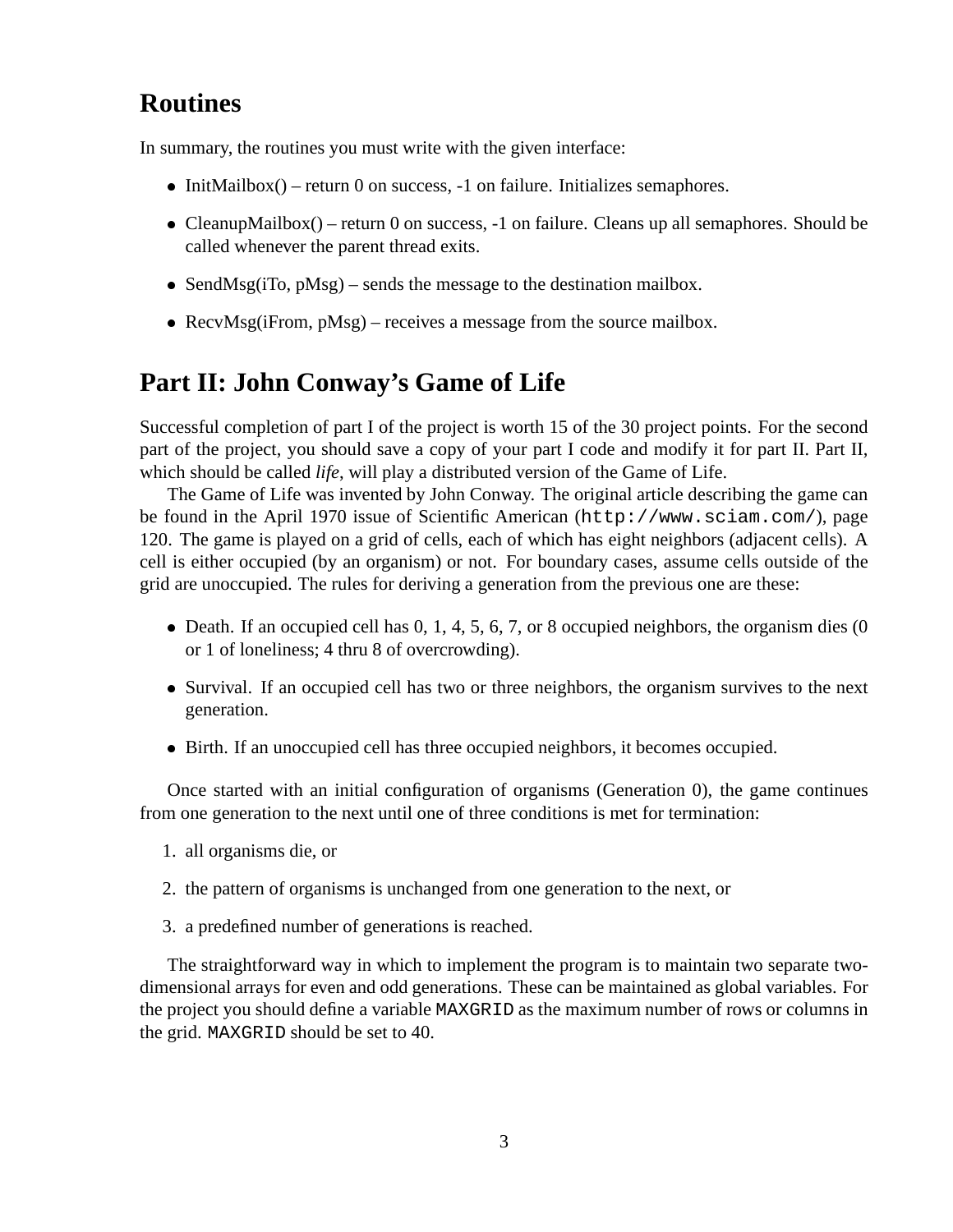## Routines

In summary, the routines you must write with the given interface:

- InitMailbox() – return 0 on success, -1 on failure. Initializes semaphores.
- CleanupMailbox() – return 0 on success, -1 on failure. Cleans up all semaphores. Should be called whenever the parent thread exits.
- SendMsg(iTo, pMsg) – sends the message to the destination mailbox.
- RecvMsg(iFrom, pMsg) – receives a message from the source mailbox.

## Part II: John Conway's Game of Life

Successful completion of part I of the project is worth 15 of the 30 project points. For the second part of the project, you should save a copy of your part I code and modify it for part II. Part II, which should be called *life*, will play a distributed version of the Game of Life.

The Game of Life was invented by John Conway. The original article describing the game can be found in the April 1970 issue of Scientific American (`http://www.sciam.com/`), page 120. The game is played on a grid of cells, each of which has eight neighbors (adjacent cells). A cell is either occupied (by an organism) or not. For boundary cases, assume cells outside of the grid are unoccupied. The rules for deriving a generation from the previous one are these:

- Death. If an occupied cell has 0, 1, 4, 5, 6, 7, or 8 occupied neighbors, the organism dies (0 or 1 of loneliness; 4 thru 8 of overcrowding).
- Survival. If an occupied cell has two or three neighbors, the organism survives to the next generation.
- Birth. If an unoccupied cell has three occupied neighbors, it becomes occupied.

Once started with an initial configuration of organisms (Generation 0), the game continues from one generation to the next until one of three conditions is met for termination:

1. all organisms die, or
2. the pattern of organisms is unchanged from one generation to the next, or
3. a predefined number of generations is reached.

The straightforward way in which to implement the program is to maintain two separate two-dimensional arrays for even and odd generations. These can be maintained as global variables. For the project you should define a variable `MAXGRID` as the maximum number of rows or columns in the grid. `MAXGRID` should be set to 40.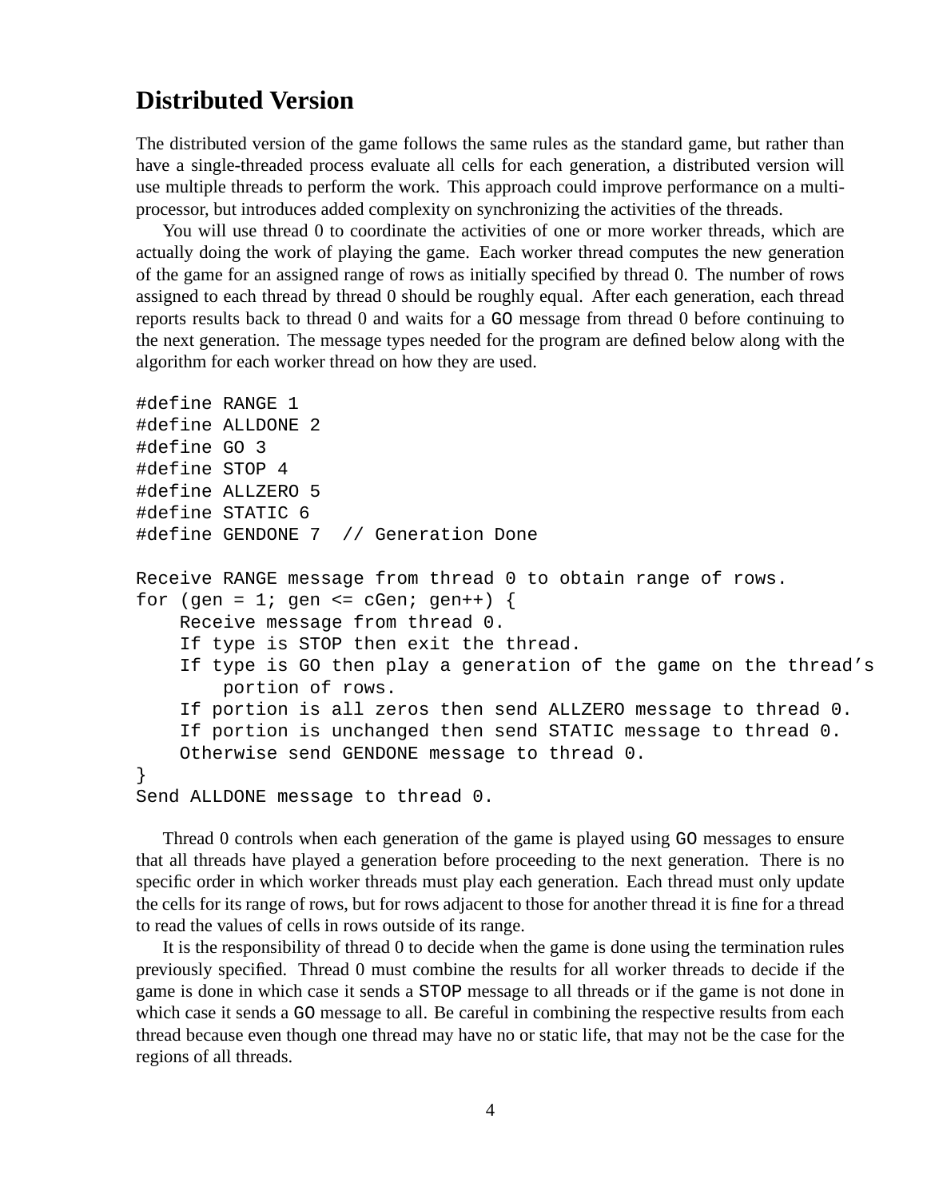## Distributed Version

The distributed version of the game follows the same rules as the standard game, but rather than have a single-threaded process evaluate all cells for each generation, a distributed version will use multiple threads to perform the work. This approach could improve performance on a multi-processor, but introduces added complexity on synchronizing the activities of the threads.

You will use thread 0 to coordinate the activities of one or more worker threads, which are actually doing the work of playing the game. Each worker thread computes the new generation of the game for an assigned range of rows as initially specified by thread 0. The number of rows assigned to each thread by thread 0 should be roughly equal. After each generation, each thread reports results back to thread 0 and waits for a `GO` message from thread 0 before continuing to the next generation. The message types needed for the program are defined below along with the algorithm for each worker thread on how they are used.

```
#define RANGE 1
#define ALLDONE 2
#define GO 3
#define STOP 4
#define ALLZERO 5
#define STATIC 6
#define GENDONE 7  // Generation Done

Receive RANGE message from thread 0 to obtain range of rows.
for (gen = 1; gen <= cGen; gen++) {
    Receive message from thread 0.
    If type is STOP then exit the thread.
    If type is GO then play a generation of the game on the thread's
        portion of rows.
    If portion is all zeros then send ALLZERO message to thread 0.
    If portion is unchanged then send STATIC message to thread 0.
    Otherwise send GENDONE message to thread 0.
}
Send ALLDONE message to thread 0.
```

Thread 0 controls when each generation of the game is played using `GO` messages to ensure that all threads have played a generation before proceeding to the next generation. There is no specific order in which worker threads must play each generation. Each thread must only update the cells for its range of rows, but for rows adjacent to those for another thread it is fine for a thread to read the values of cells in rows outside of its range.

It is the responsibility of thread 0 to decide when the game is done using the termination rules previously specified. Thread 0 must combine the results for all worker threads to decide if the game is done in which case it sends a `STOP` message to all threads or if the game is not done in which case it sends a `GO` message to all. Be careful in combining the respective results from each thread because even though one thread may have no or static life, that may not be the case for the regions of all threads.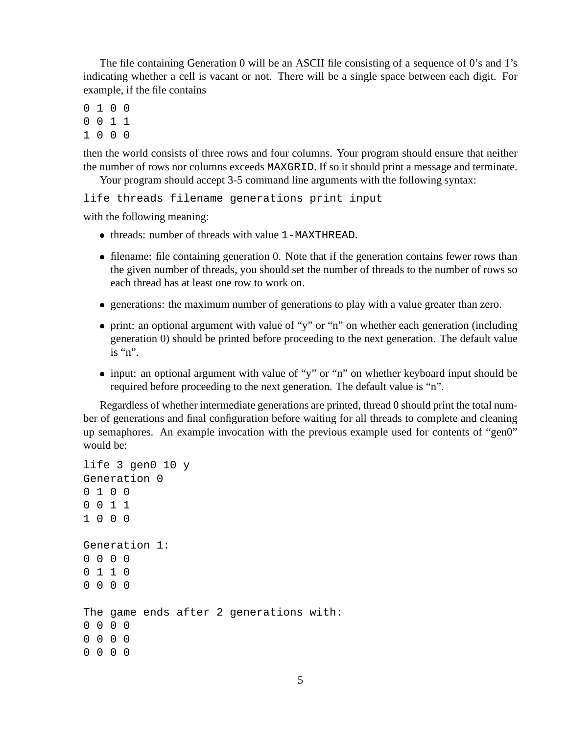The file containing Generation 0 will be an ASCII file consisting of a sequence of 0's and 1's indicating whether a cell is vacant or not. There will be a single space between each digit. For example, if the file contains

```
0 1 0 0
0 0 1 1
1 0 0 0
```

then the world consists of three rows and four columns. Your program should ensure that neither the number of rows nor columns exceeds `MAXGRID`. If so it should print a message and terminate.

Your program should accept 3-5 command line arguments with the following syntax:

```
life threads filename generations print input
```

with the following meaning:

- threads: number of threads with value `1-MAXTHREAD`.
- filename: file containing generation 0. Note that if the generation contains fewer rows than the given number of threads, you should set the number of threads to the number of rows so each thread has at least one row to work on.
- generations: the maximum number of generations to play with a value greater than zero.
- print: an optional argument with value of "y" or "n" on whether each generation (including generation 0) should be printed before proceeding to the next generation. The default value is "n".
- input: an optional argument with value of "y" or "n" on whether keyboard input should be required before proceeding to the next generation. The default value is "n".

Regardless of whether intermediate generations are printed, thread 0 should print the total number of generations and final configuration before waiting for all threads to complete and cleaning up semaphores. An example invocation with the previous example used for contents of "gen0" would be:

```
life 3 gen0 10 y
Generation 0
0 1 0 0
0 0 1 1
1 0 0 0

Generation 1:
0 0 0 0
0 1 1 0
0 0 0 0

The game ends after 2 generations with:
0 0 0 0
0 0 0 0
0 0 0 0
```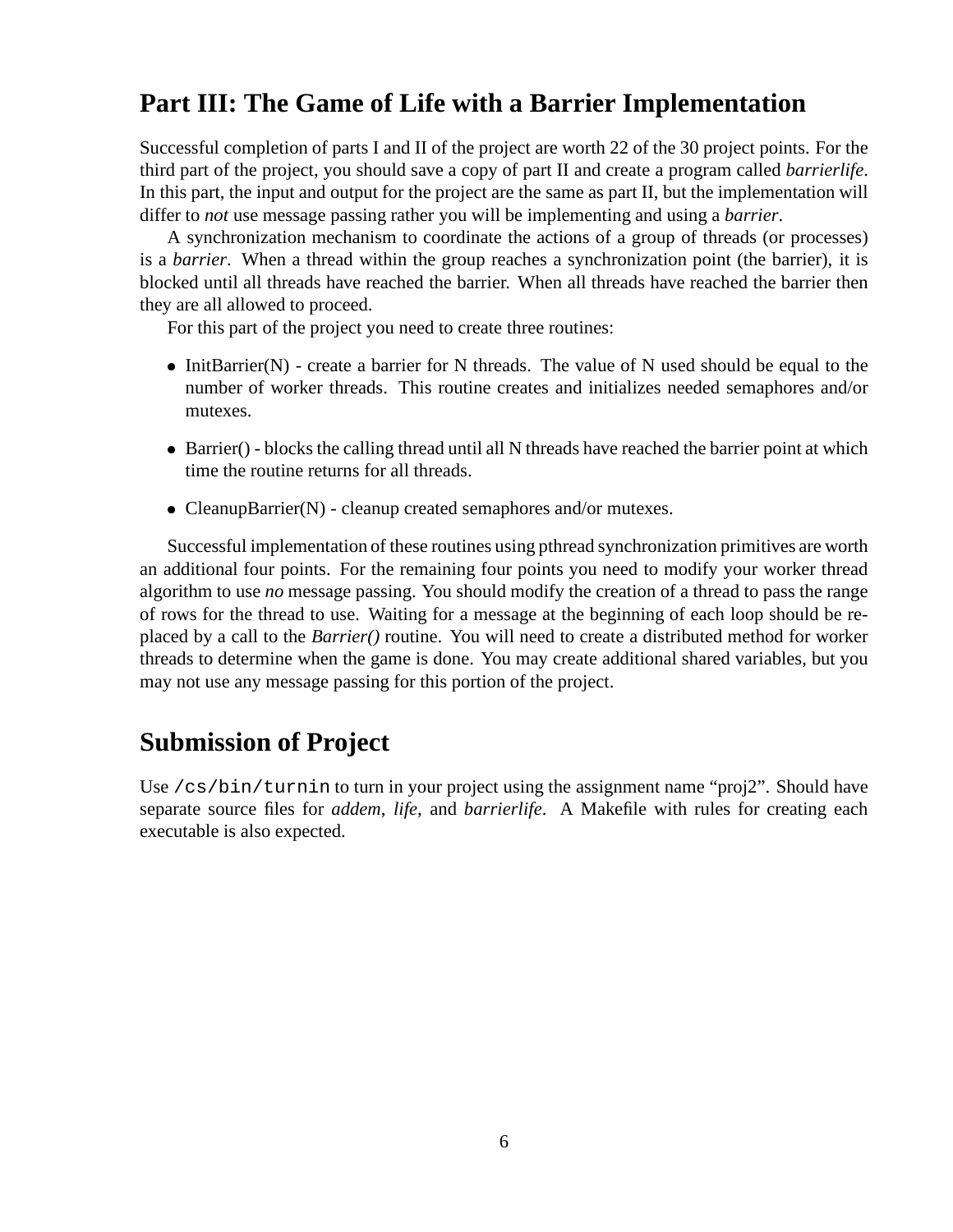## Part III: The Game of Life with a Barrier Implementation

Successful completion of parts I and II of the project are worth 22 of the 30 project points. For the third part of the project, you should save a copy of part II and create a program called *barrierlife*. In this part, the input and output for the project are the same as part II, but the implementation will differ to *not* use message passing rather you will be implementing and using a *barrier*.

A synchronization mechanism to coordinate the actions of a group of threads (or processes) is a *barrier*. When a thread within the group reaches a synchronization point (the barrier), it is blocked until all threads have reached the barrier. When all threads have reached the barrier then they are all allowed to proceed.

For this part of the project you need to create three routines:

- InitBarrier(N) - create a barrier for N threads. The value of N used should be equal to the number of worker threads. This routine creates and initializes needed semaphores and/or mutexes.
- Barrier() - blocks the calling thread until all N threads have reached the barrier point at which time the routine returns for all threads.
- CleanupBarrier(N) - cleanup created semaphores and/or mutexes.

Successful implementation of these routines using pthread synchronization primitives are worth an additional four points. For the remaining four points you need to modify your worker thread algorithm to use *no* message passing. You should modify the creation of a thread to pass the range of rows for the thread to use. Waiting for a message at the beginning of each loop should be replaced by a call to the *Barrier()* routine. You will need to create a distributed method for worker threads to determine when the game is done. You may create additional shared variables, but you may not use any message passing for this portion of the project.

## Submission of Project

Use `/cs/bin/turnin` to turn in your project using the assignment name "proj2". Should have separate source files for *addem*, *life*, and *barrierlife*. A Makefile with rules for creating each executable is also expected.